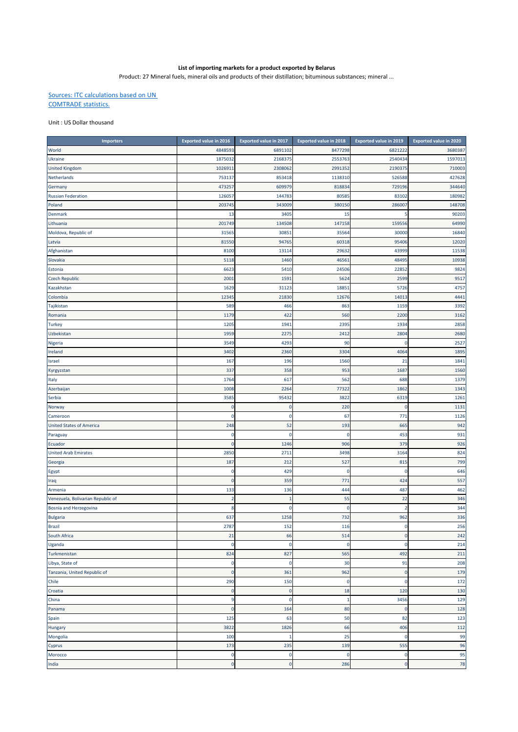**List of importing markets for a product exported by Belarus**

Product: 27 Mineral fuels, mineral oils and products of their distillation; bituminous substances; mineral ...

[Sources: ITC calculations based on UN COMTRADE statistics.]

Unit : US Dollar thousand

| Importers | Exported value in 2016 | Exported value in 2017 | Exported value in 2018 | Exported value in 2019 | Exported value in 2020 |
|---|---|---|---|---|---|
| World | 4848593 | 6891102 | 8477298 | 6821222 | 3680387 |
| Ukraine | 1875032 | 2168375 | 2553763 | 2540434 | 1597013 |
| United Kingdom | 1026911 | 2308062 | 2991352 | 2190375 | 710003 |
| Netherlands | 753137 | 853418 | 1138310 | 526588 | 427628 |
| Germany | 473257 | 609979 | 818834 | 729196 | 344640 |
| Russian Federation | 126057 | 144783 | 80585 | 83102 | 180982 |
| Poland | 203745 | 343009 | 380150 | 286007 | 148708 |
| Denmark | 13 | 3405 | 15 | 5 | 90203 |
| Lithuania | 201749 | 134508 | 147158 | 159556 | 64990 |
| Moldova, Republic of | 31565 | 30851 | 35564 | 30000 | 16840 |
| Latvia | 81550 | 94765 | 60318 | 95406 | 12020 |
| Afghanistan | 8100 | 13114 | 29632 | 43999 | 11538 |
| Slovakia | 5118 | 1460 | 46561 | 48495 | 10938 |
| Estonia | 6623 | 5410 | 24506 | 22852 | 9824 |
| Czech Republic | 2001 | 1591 | 5624 | 2599 | 9517 |
| Kazakhstan | 1629 | 31123 | 18851 | 5726 | 4757 |
| Colombia | 12345 | 21830 | 12676 | 14013 | 4441 |
| Tajikistan | 589 | 466 | 863 | 1159 | 3392 |
| Romania | 1179 | 422 | 560 | 2200 | 3162 |
| Turkey | 1205 | 1941 | 2395 | 1934 | 2858 |
| Uzbekistan | 1959 | 2275 | 2412 | 2804 | 2680 |
| Nigeria | 3549 | 4293 | 90 | 0 | 2527 |
| Ireland | 3402 | 2360 | 3304 | 4064 | 1895 |
| Israel | 167 | 196 | 1560 | 21 | 1841 |
| Kyrgyzstan | 337 | 358 | 953 | 1687 | 1560 |
| Italy | 1764 | 617 | 562 | 688 | 1379 |
| Azerbaijan | 1008 | 2264 | 77322 | 1862 | 1343 |
| Serbia | 3585 | 95432 | 3822 | 6319 | 1261 |
| Norway | 0 | 0 | 220 | 0 | 1131 |
| Cameroon | 0 | 0 | 67 | 771 | 1126 |
| United States of America | 248 | 52 | 193 | 665 | 942 |
| Paraguay | 0 | 0 | 0 | 453 | 931 |
| Ecuador | 0 | 1246 | 906 | 379 | 926 |
| United Arab Emirates | 2850 | 2711 | 3498 | 3164 | 824 |
| Georgia | 187 | 212 | 527 | 815 | 799 |
| Egypt | 0 | 429 | 0 | 0 | 646 |
| Iraq | 0 | 359 | 771 | 424 | 557 |
| Armenia | 133 | 136 | 444 | 487 | 462 |
| Venezuela, Bolivarian Republic of | 2 | 1 | 55 | 22 | 346 |
| Bosnia and Herzegovina | 8 | 0 | 0 | 2 | 344 |
| Bulgaria | 637 | 1258 | 732 | 962 | 336 |
| Brazil | 2787 | 152 | 116 | 0 | 256 |
| South Africa | 21 | 66 | 514 | 0 | 242 |
| Uganda | 0 | 0 | 0 | 0 | 214 |
| Turkmenistan | 824 | 827 | 565 | 492 | 211 |
| Libya, State of | 0 | 0 | 30 | 91 | 208 |
| Tanzania, United Republic of | 0 | 361 | 962 | 0 | 179 |
| Chile | 290 | 150 | 0 | 0 | 172 |
| Croatia | 0 | 0 | 18 | 120 | 130 |
| China | 9 | 0 | 1 | 3456 | 129 |
| Panama | 0 | 164 | 80 | 0 | 128 |
| Spain | 125 | 63 | 50 | 82 | 123 |
| Hungary | 3822 | 1826 | 66 | 406 | 112 |
| Mongolia | 100 | 1 | 25 | 0 | 99 |
| Cyprus | 173 | 235 | 139 | 555 | 96 |
| Morocco | 0 | 0 | 0 | 0 | 95 |
| India | 0 | 0 | 286 | 0 | 78 |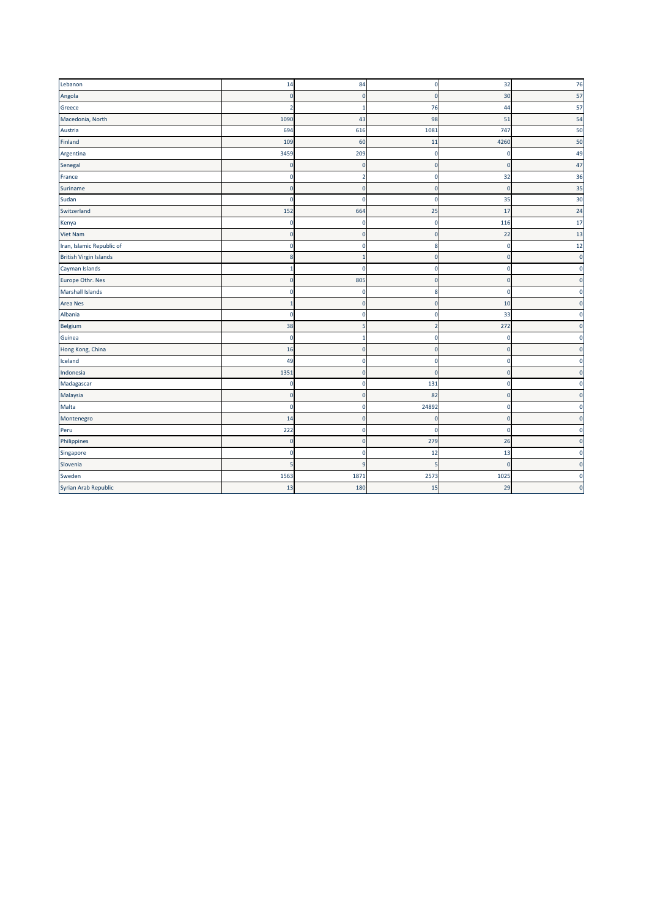| | | | | | |
|---|---|---|---|---|---|
| Lebanon | 14 | 84 | 0 | 32 | 76 |
| Angola | 0 | 0 | 0 | 30 | 57 |
| Greece | 2 | 1 | 76 | 44 | 57 |
| Macedonia, North | 1090 | 43 | 98 | 51 | 54 |
| Austria | 694 | 616 | 1081 | 747 | 50 |
| Finland | 109 | 60 | 11 | 4260 | 50 |
| Argentina | 3459 | 209 | 0 | 0 | 49 |
| Senegal | 0 | 0 | 0 | 0 | 47 |
| France | 0 | 2 | 0 | 32 | 36 |
| Suriname | 0 | 0 | 0 | 0 | 35 |
| Sudan | 0 | 0 | 0 | 35 | 30 |
| Switzerland | 152 | 664 | 25 | 17 | 24 |
| Kenya | 0 | 0 | 0 | 116 | 17 |
| Viet Nam | 0 | 0 | 0 | 22 | 13 |
| Iran, Islamic Republic of | 0 | 0 | 8 | 0 | 12 |
| British Virgin Islands | 8 | 1 | 0 | 0 | 0 |
| Cayman Islands | 1 | 0 | 0 | 0 | 0 |
| Europe Othr. Nes | 0 | 805 | 0 | 0 | 0 |
| Marshall Islands | 0 | 0 | 8 | 0 | 0 |
| Area Nes | 1 | 0 | 0 | 10 | 0 |
| Albania | 0 | 0 | 0 | 33 | 0 |
| Belgium | 38 | 5 | 2 | 272 | 0 |
| Guinea | 0 | 1 | 0 | 0 | 0 |
| Hong Kong, China | 16 | 0 | 0 | 0 | 0 |
| Iceland | 49 | 0 | 0 | 0 | 0 |
| Indonesia | 1351 | 0 | 0 | 0 | 0 |
| Madagascar | 0 | 0 | 131 | 0 | 0 |
| Malaysia | 0 | 0 | 82 | 0 | 0 |
| Malta | 0 | 0 | 24892 | 0 | 0 |
| Montenegro | 14 | 0 | 0 | 0 | 0 |
| Peru | 222 | 0 | 0 | 0 | 0 |
| Philippines | 0 | 0 | 279 | 26 | 0 |
| Singapore | 0 | 0 | 12 | 13 | 0 |
| Slovenia | 5 | 9 | 5 | 0 | 0 |
| Sweden | 1563 | 1871 | 2573 | 1025 | 0 |
| Syrian Arab Republic | 13 | 180 | 15 | 29 | 0 |